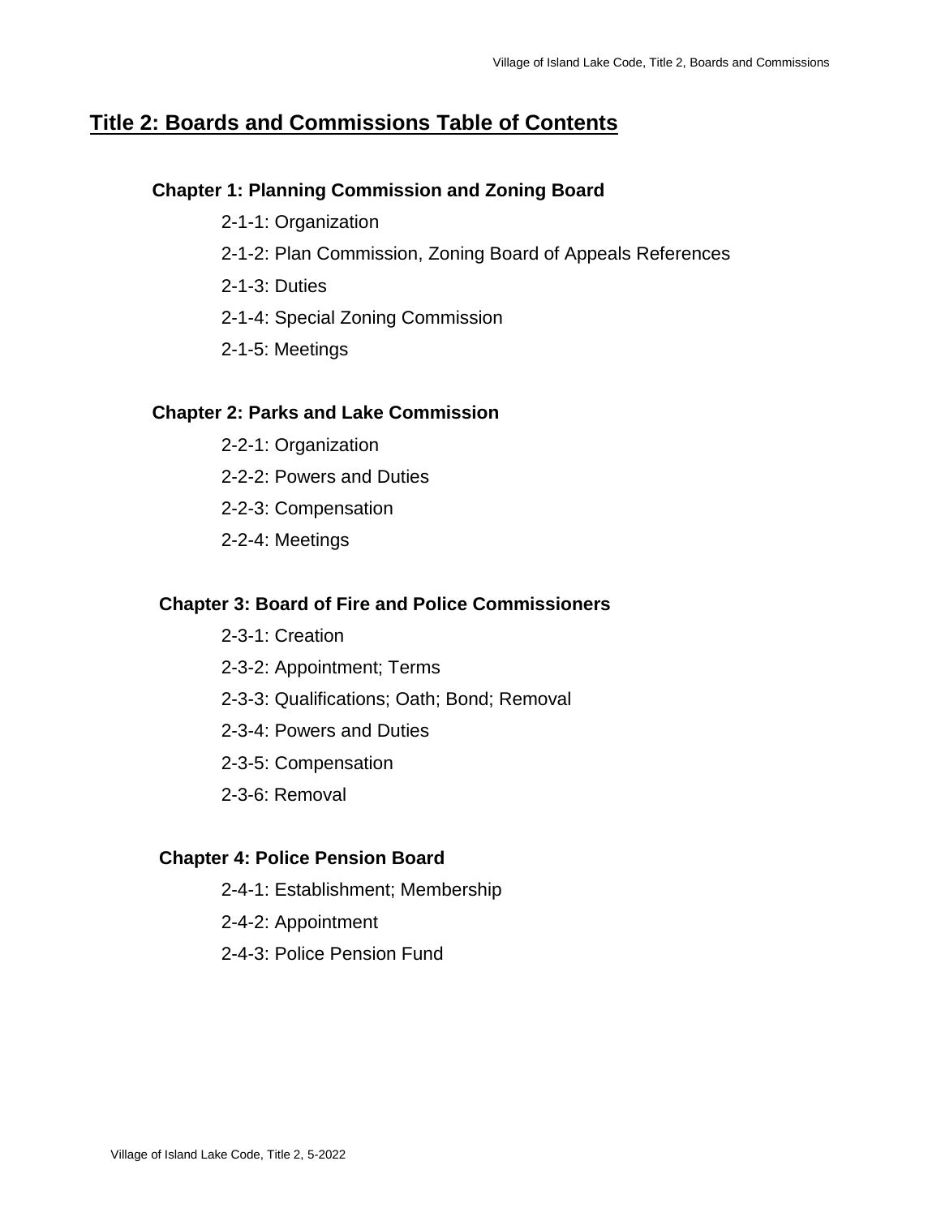# Title 2: Boards and Commissions Table of Contents

**Chapter 1: Planning Commission and Zoning Board**

- 2-1-1: Organization
- 2-1-2: Plan Commission, Zoning Board of Appeals References
- 2-1-3: Duties
- 2-1-4: Special Zoning Commission
- 2-1-5: Meetings

**Chapter 2: Parks and Lake Commission**

- 2-2-1: Organization
- 2-2-2: Powers and Duties
- 2-2-3: Compensation
- 2-2-4: Meetings

**Chapter 3: Board of Fire and Police Commissioners**

- 2-3-1: Creation
- 2-3-2: Appointment; Terms
- 2-3-3: Qualifications; Oath; Bond; Removal
- 2-3-4: Powers and Duties
- 2-3-5: Compensation
- 2-3-6: Removal

**Chapter 4: Police Pension Board**

- 2-4-1: Establishment; Membership
- 2-4-2: Appointment
- 2-4-3: Police Pension Fund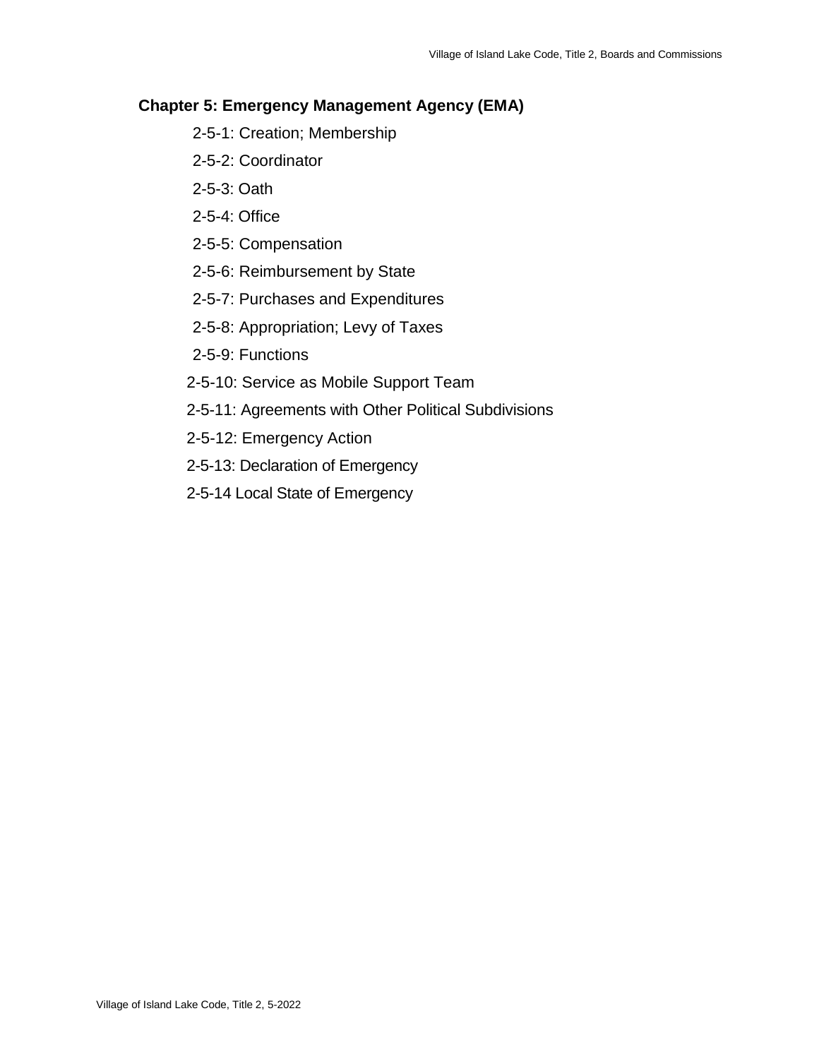## Chapter 5: Emergency Management Agency (EMA)

2-5-1: Creation; Membership

2-5-2: Coordinator

2-5-3: Oath

2-5-4: Office

2-5-5: Compensation

2-5-6: Reimbursement by State

2-5-7: Purchases and Expenditures

2-5-8: Appropriation; Levy of Taxes

2-5-9: Functions

2-5-10: Service as Mobile Support Team

2-5-11: Agreements with Other Political Subdivisions

2-5-12: Emergency Action

2-5-13: Declaration of Emergency

2-5-14 Local State of Emergency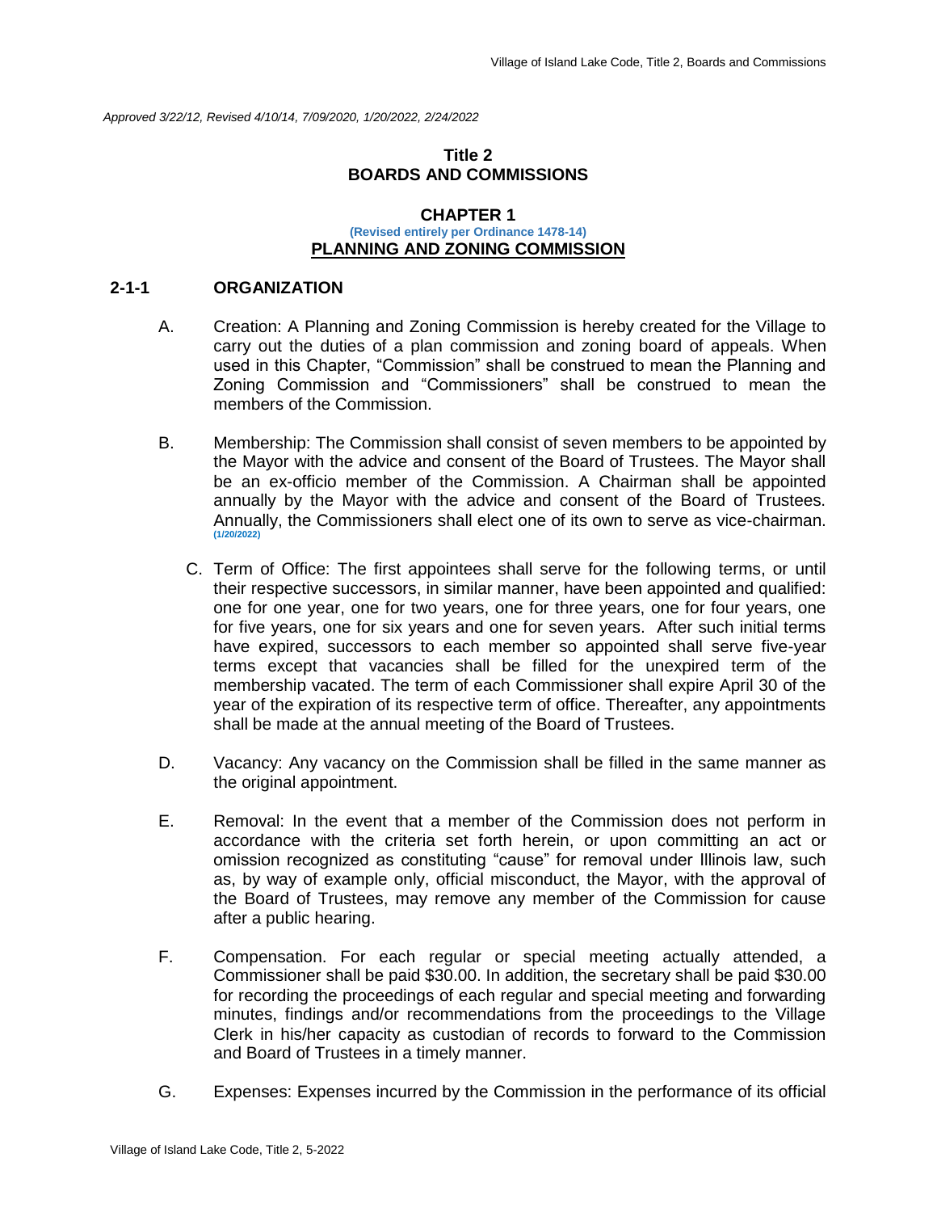*Approved 3/22/12, Revised 4/10/14, 7/09/2020, 1/20/2022, 2/24/2022*

# Title 2
# BOARDS AND COMMISSIONS

## CHAPTER 1
**(Revised entirely per Ordinance 1478-14)**
## PLANNING AND ZONING COMMISSION

### 2-1-1 ORGANIZATION

A. Creation: A Planning and Zoning Commission is hereby created for the Village to carry out the duties of a plan commission and zoning board of appeals. When used in this Chapter, "Commission" shall be construed to mean the Planning and Zoning Commission and "Commissioners" shall be construed to mean the members of the Commission.

B. Membership: The Commission shall consist of seven members to be appointed by the Mayor with the advice and consent of the Board of Trustees. The Mayor shall be an ex-officio member of the Commission. A Chairman shall be appointed annually by the Mayor with the advice and consent of the Board of Trustees. Annually, the Commissioners shall elect one of its own to serve as vice-chairman. **(1/20/2022)**

C. Term of Office: The first appointees shall serve for the following terms, or until their respective successors, in similar manner, have been appointed and qualified: one for one year, one for two years, one for three years, one for four years, one for five years, one for six years and one for seven years. After such initial terms have expired, successors to each member so appointed shall serve five-year terms except that vacancies shall be filled for the unexpired term of the membership vacated. The term of each Commissioner shall expire April 30 of the year of the expiration of its respective term of office. Thereafter, any appointments shall be made at the annual meeting of the Board of Trustees.

D. Vacancy: Any vacancy on the Commission shall be filled in the same manner as the original appointment.

E. Removal: In the event that a member of the Commission does not perform in accordance with the criteria set forth herein, or upon committing an act or omission recognized as constituting "cause" for removal under Illinois law, such as, by way of example only, official misconduct, the Mayor, with the approval of the Board of Trustees, may remove any member of the Commission for cause after a public hearing.

F. Compensation. For each regular or special meeting actually attended, a Commissioner shall be paid $30.00. In addition, the secretary shall be paid $30.00 for recording the proceedings of each regular and special meeting and forwarding minutes, findings and/or recommendations from the proceedings to the Village Clerk in his/her capacity as custodian of records to forward to the Commission and Board of Trustees in a timely manner.

G. Expenses: Expenses incurred by the Commission in the performance of its official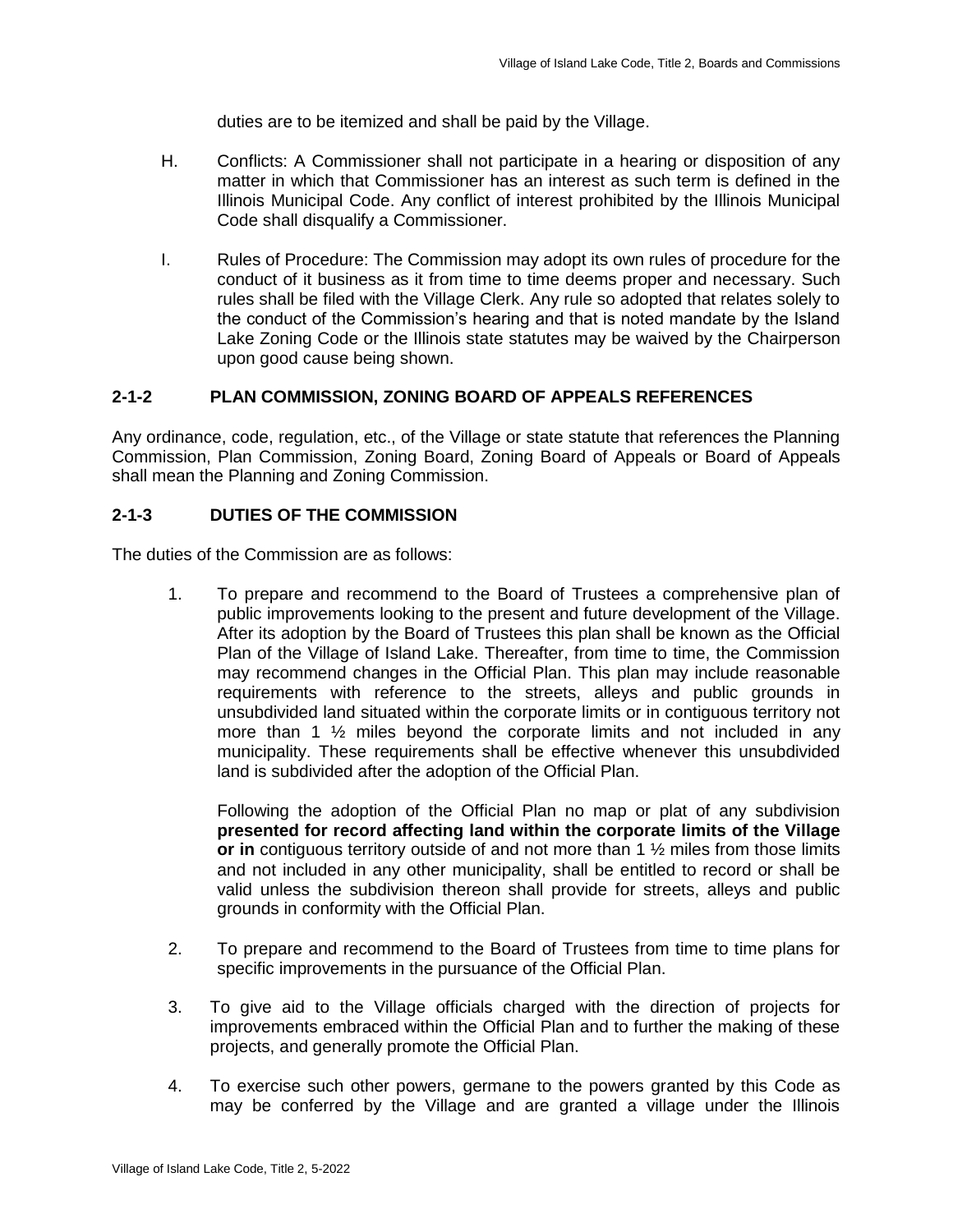duties are to be itemized and shall be paid by the Village.

H. Conflicts: A Commissioner shall not participate in a hearing or disposition of any matter in which that Commissioner has an interest as such term is defined in the Illinois Municipal Code. Any conflict of interest prohibited by the Illinois Municipal Code shall disqualify a Commissioner.

I. Rules of Procedure: The Commission may adopt its own rules of procedure for the conduct of it business as it from time to time deems proper and necessary. Such rules shall be filed with the Village Clerk. Any rule so adopted that relates solely to the conduct of the Commission's hearing and that is noted mandate by the Island Lake Zoning Code or the Illinois state statutes may be waived by the Chairperson upon good cause being shown.

### 2-1-2 PLAN COMMISSION, ZONING BOARD OF APPEALS REFERENCES

Any ordinance, code, regulation, etc., of the Village or state statute that references the Planning Commission, Plan Commission, Zoning Board, Zoning Board of Appeals or Board of Appeals shall mean the Planning and Zoning Commission.

### 2-1-3 DUTIES OF THE COMMISSION

The duties of the Commission are as follows:

1. To prepare and recommend to the Board of Trustees a comprehensive plan of public improvements looking to the present and future development of the Village. After its adoption by the Board of Trustees this plan shall be known as the Official Plan of the Village of Island Lake. Thereafter, from time to time, the Commission may recommend changes in the Official Plan. This plan may include reasonable requirements with reference to the streets, alleys and public grounds in unsubdivided land situated within the corporate limits or in contiguous territory not more than 1 ½ miles beyond the corporate limits and not included in any municipality. These requirements shall be effective whenever this unsubdivided land is subdivided after the adoption of the Official Plan.

   Following the adoption of the Official Plan no map or plat of any subdivision **presented for record affecting land within the corporate limits of the Village or in** contiguous territory outside of and not more than 1 ½ miles from those limits and not included in any other municipality, shall be entitled to record or shall be valid unless the subdivision thereon shall provide for streets, alleys and public grounds in conformity with the Official Plan.

2. To prepare and recommend to the Board of Trustees from time to time plans for specific improvements in the pursuance of the Official Plan.

3. To give aid to the Village officials charged with the direction of projects for improvements embraced within the Official Plan and to further the making of these projects, and generally promote the Official Plan.

4. To exercise such other powers, germane to the powers granted by this Code as may be conferred by the Village and are granted a village under the Illinois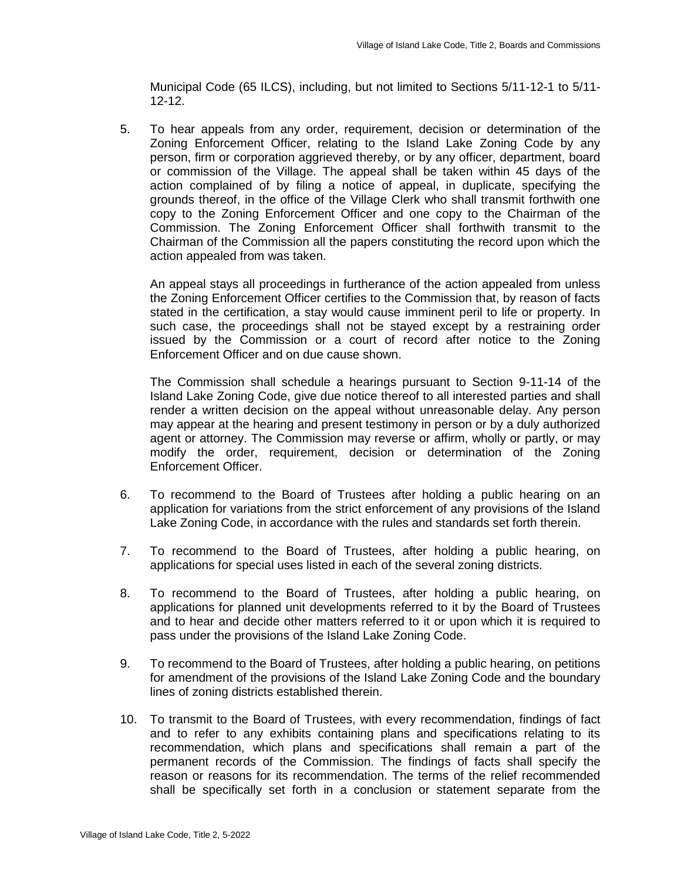Municipal Code (65 ILCS), including, but not limited to Sections 5/11-12-1 to 5/11-12-12.

5. To hear appeals from any order, requirement, decision or determination of the Zoning Enforcement Officer, relating to the Island Lake Zoning Code by any person, firm or corporation aggrieved thereby, or by any officer, department, board or commission of the Village. The appeal shall be taken within 45 days of the action complained of by filing a notice of appeal, in duplicate, specifying the grounds thereof, in the office of the Village Clerk who shall transmit forthwith one copy to the Zoning Enforcement Officer and one copy to the Chairman of the Commission. The Zoning Enforcement Officer shall forthwith transmit to the Chairman of the Commission all the papers constituting the record upon which the action appealed from was taken.

   An appeal stays all proceedings in furtherance of the action appealed from unless the Zoning Enforcement Officer certifies to the Commission that, by reason of facts stated in the certification, a stay would cause imminent peril to life or property. In such case, the proceedings shall not be stayed except by a restraining order issued by the Commission or a court of record after notice to the Zoning Enforcement Officer and on due cause shown.

   The Commission shall schedule a hearings pursuant to Section 9-11-14 of the Island Lake Zoning Code, give due notice thereof to all interested parties and shall render a written decision on the appeal without unreasonable delay. Any person may appear at the hearing and present testimony in person or by a duly authorized agent or attorney. The Commission may reverse or affirm, wholly or partly, or may modify the order, requirement, decision or determination of the Zoning Enforcement Officer.

6. To recommend to the Board of Trustees after holding a public hearing on an application for variations from the strict enforcement of any provisions of the Island Lake Zoning Code, in accordance with the rules and standards set forth therein.

7. To recommend to the Board of Trustees, after holding a public hearing, on applications for special uses listed in each of the several zoning districts.

8. To recommend to the Board of Trustees, after holding a public hearing, on applications for planned unit developments referred to it by the Board of Trustees and to hear and decide other matters referred to it or upon which it is required to pass under the provisions of the Island Lake Zoning Code.

9. To recommend to the Board of Trustees, after holding a public hearing, on petitions for amendment of the provisions of the Island Lake Zoning Code and the boundary lines of zoning districts established therein.

10. To transmit to the Board of Trustees, with every recommendation, findings of fact and to refer to any exhibits containing plans and specifications relating to its recommendation, which plans and specifications shall remain a part of the permanent records of the Commission. The findings of facts shall specify the reason or reasons for its recommendation. The terms of the relief recommended shall be specifically set forth in a conclusion or statement separate from the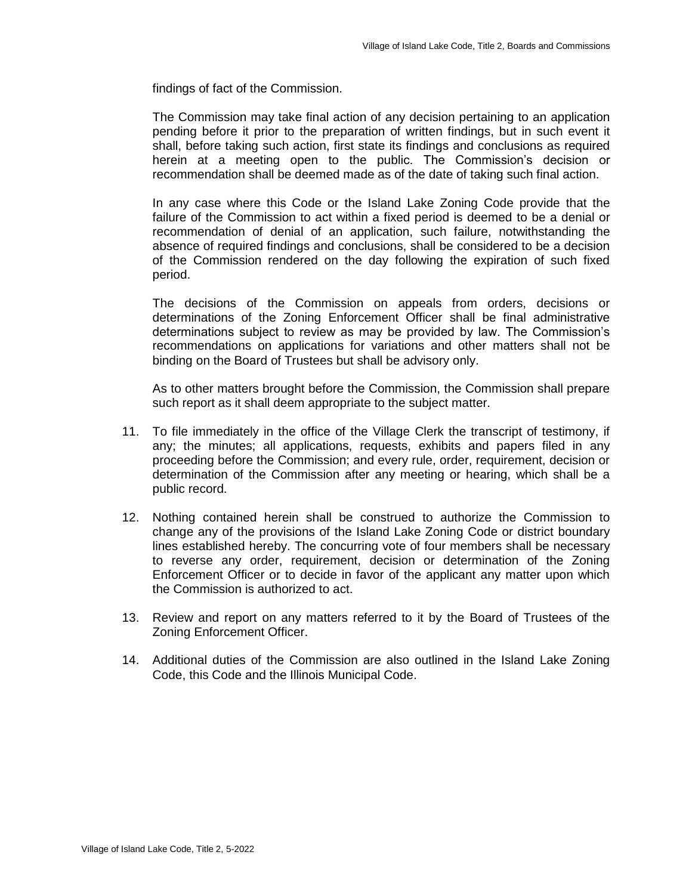findings of fact of the Commission.

The Commission may take final action of any decision pertaining to an application pending before it prior to the preparation of written findings, but in such event it shall, before taking such action, first state its findings and conclusions as required herein at a meeting open to the public. The Commission's decision or recommendation shall be deemed made as of the date of taking such final action.

In any case where this Code or the Island Lake Zoning Code provide that the failure of the Commission to act within a fixed period is deemed to be a denial or recommendation of denial of an application, such failure, notwithstanding the absence of required findings and conclusions, shall be considered to be a decision of the Commission rendered on the day following the expiration of such fixed period.

The decisions of the Commission on appeals from orders, decisions or determinations of the Zoning Enforcement Officer shall be final administrative determinations subject to review as may be provided by law. The Commission's recommendations on applications for variations and other matters shall not be binding on the Board of Trustees but shall be advisory only.

As to other matters brought before the Commission, the Commission shall prepare such report as it shall deem appropriate to the subject matter.

11. To file immediately in the office of the Village Clerk the transcript of testimony, if any; the minutes; all applications, requests, exhibits and papers filed in any proceeding before the Commission; and every rule, order, requirement, decision or determination of the Commission after any meeting or hearing, which shall be a public record.

12. Nothing contained herein shall be construed to authorize the Commission to change any of the provisions of the Island Lake Zoning Code or district boundary lines established hereby. The concurring vote of four members shall be necessary to reverse any order, requirement, decision or determination of the Zoning Enforcement Officer or to decide in favor of the applicant any matter upon which the Commission is authorized to act.

13. Review and report on any matters referred to it by the Board of Trustees of the Zoning Enforcement Officer.

14. Additional duties of the Commission are also outlined in the Island Lake Zoning Code, this Code and the Illinois Municipal Code.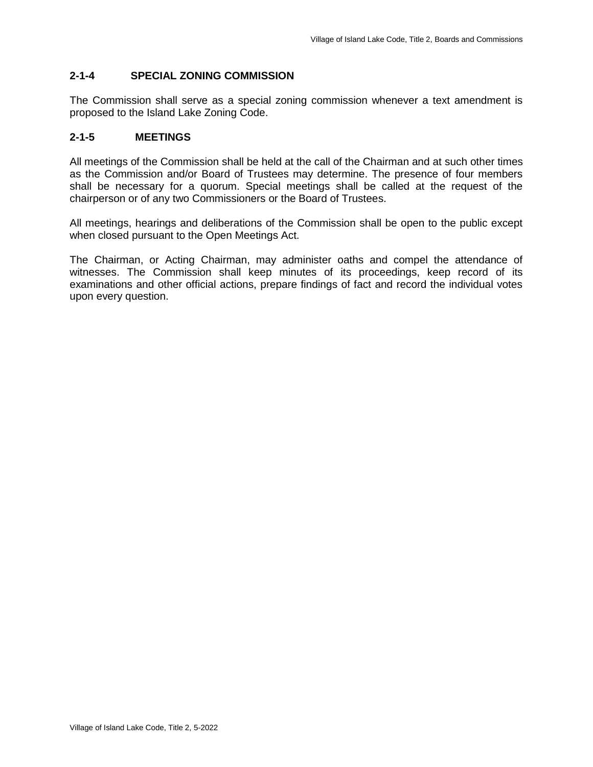### 2-1-4 SPECIAL ZONING COMMISSION

The Commission shall serve as a special zoning commission whenever a text amendment is proposed to the Island Lake Zoning Code.

### 2-1-5 MEETINGS

All meetings of the Commission shall be held at the call of the Chairman and at such other times as the Commission and/or Board of Trustees may determine. The presence of four members shall be necessary for a quorum. Special meetings shall be called at the request of the chairperson or of any two Commissioners or the Board of Trustees.

All meetings, hearings and deliberations of the Commission shall be open to the public except when closed pursuant to the Open Meetings Act.

The Chairman, or Acting Chairman, may administer oaths and compel the attendance of witnesses. The Commission shall keep minutes of its proceedings, keep record of its examinations and other official actions, prepare findings of fact and record the individual votes upon every question.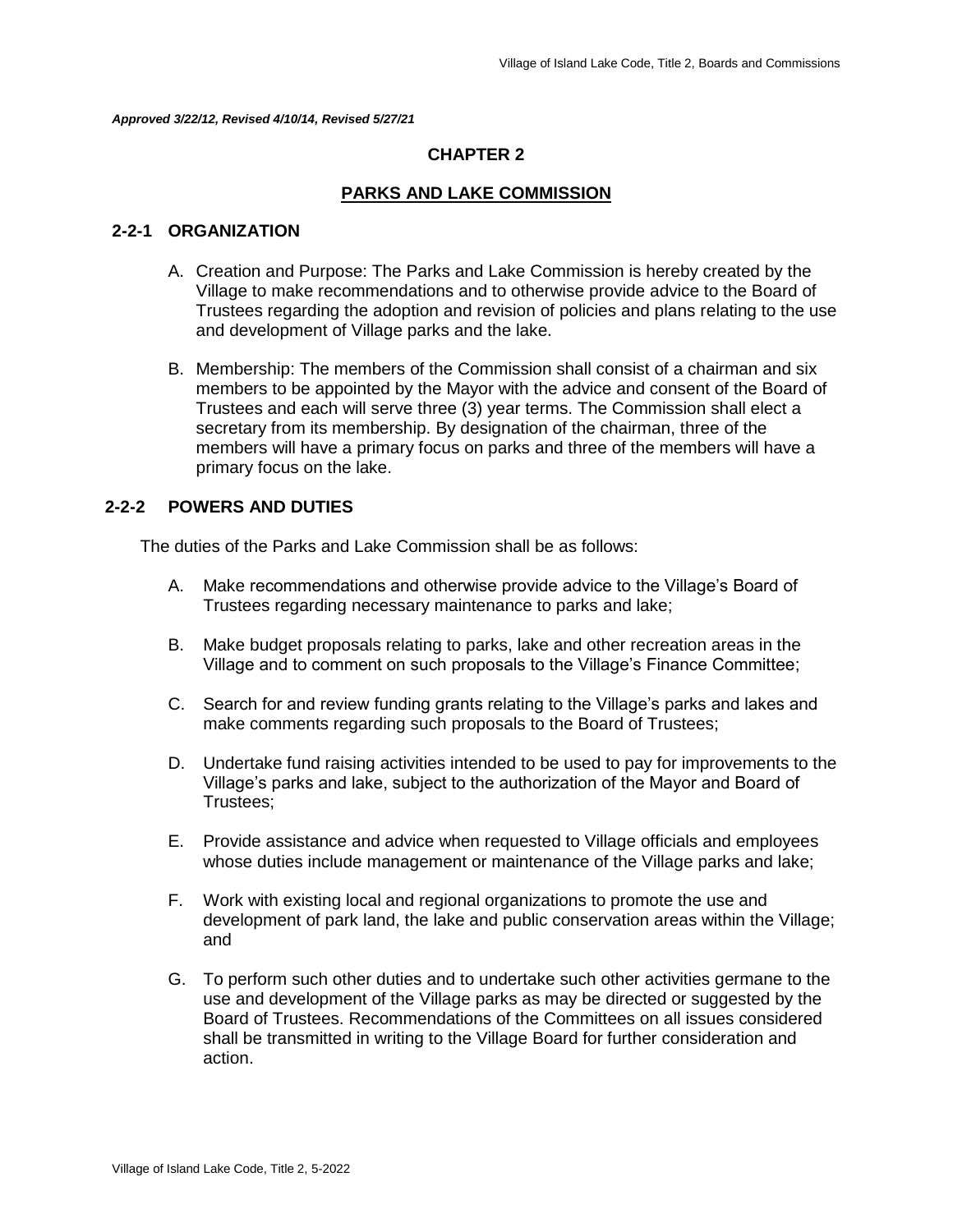*Approved 3/22/12, Revised 4/10/14, Revised 5/27/21*

# CHAPTER 2

## PARKS AND LAKE COMMISSION

### 2-2-1 ORGANIZATION

A. Creation and Purpose: The Parks and Lake Commission is hereby created by the Village to make recommendations and to otherwise provide advice to the Board of Trustees regarding the adoption and revision of policies and plans relating to the use and development of Village parks and the lake.

B. Membership: The members of the Commission shall consist of a chairman and six members to be appointed by the Mayor with the advice and consent of the Board of Trustees and each will serve three (3) year terms. The Commission shall elect a secretary from its membership. By designation of the chairman, three of the members will have a primary focus on parks and three of the members will have a primary focus on the lake.

### 2-2-2 POWERS AND DUTIES

The duties of the Parks and Lake Commission shall be as follows:

A. Make recommendations and otherwise provide advice to the Village's Board of Trustees regarding necessary maintenance to parks and lake;

B. Make budget proposals relating to parks, lake and other recreation areas in the Village and to comment on such proposals to the Village's Finance Committee;

C. Search for and review funding grants relating to the Village's parks and lakes and make comments regarding such proposals to the Board of Trustees;

D. Undertake fund raising activities intended to be used to pay for improvements to the Village's parks and lake, subject to the authorization of the Mayor and Board of Trustees;

E. Provide assistance and advice when requested to Village officials and employees whose duties include management or maintenance of the Village parks and lake;

F. Work with existing local and regional organizations to promote the use and development of park land, the lake and public conservation areas within the Village; and

G. To perform such other duties and to undertake such other activities germane to the use and development of the Village parks as may be directed or suggested by the Board of Trustees. Recommendations of the Committees on all issues considered shall be transmitted in writing to the Village Board for further consideration and action.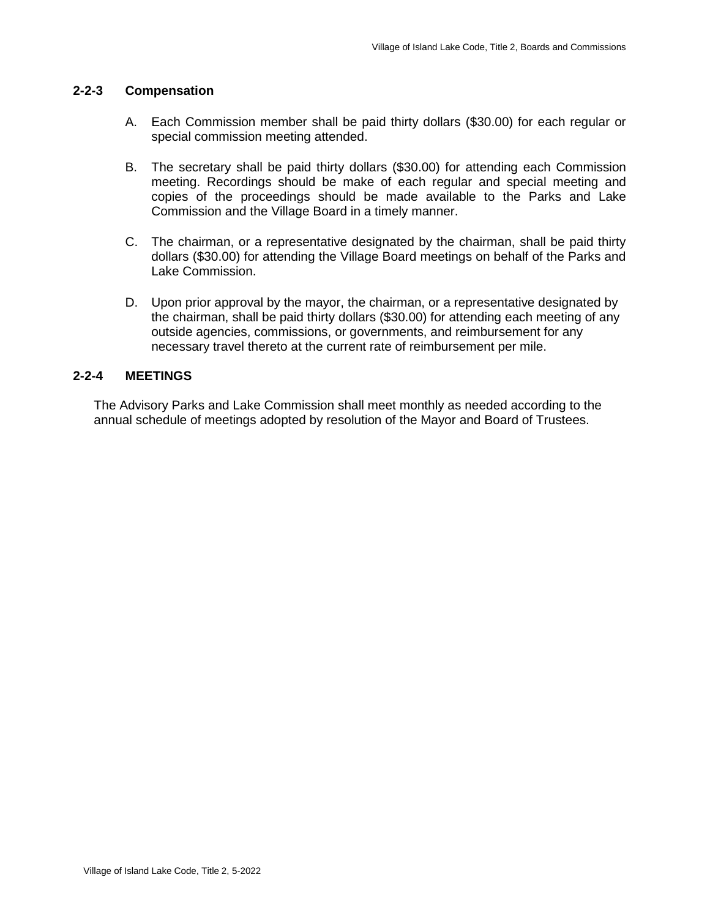### 2-2-3 Compensation

A. Each Commission member shall be paid thirty dollars ($30.00) for each regular or special commission meeting attended.

B. The secretary shall be paid thirty dollars ($30.00) for attending each Commission meeting. Recordings should be make of each regular and special meeting and copies of the proceedings should be made available to the Parks and Lake Commission and the Village Board in a timely manner.

C. The chairman, or a representative designated by the chairman, shall be paid thirty dollars ($30.00) for attending the Village Board meetings on behalf of the Parks and Lake Commission.

D. Upon prior approval by the mayor, the chairman, or a representative designated by the chairman, shall be paid thirty dollars ($30.00) for attending each meeting of any outside agencies, commissions, or governments, and reimbursement for any necessary travel thereto at the current rate of reimbursement per mile.

### 2-2-4 MEETINGS

The Advisory Parks and Lake Commission shall meet monthly as needed according to the annual schedule of meetings adopted by resolution of the Mayor and Board of Trustees.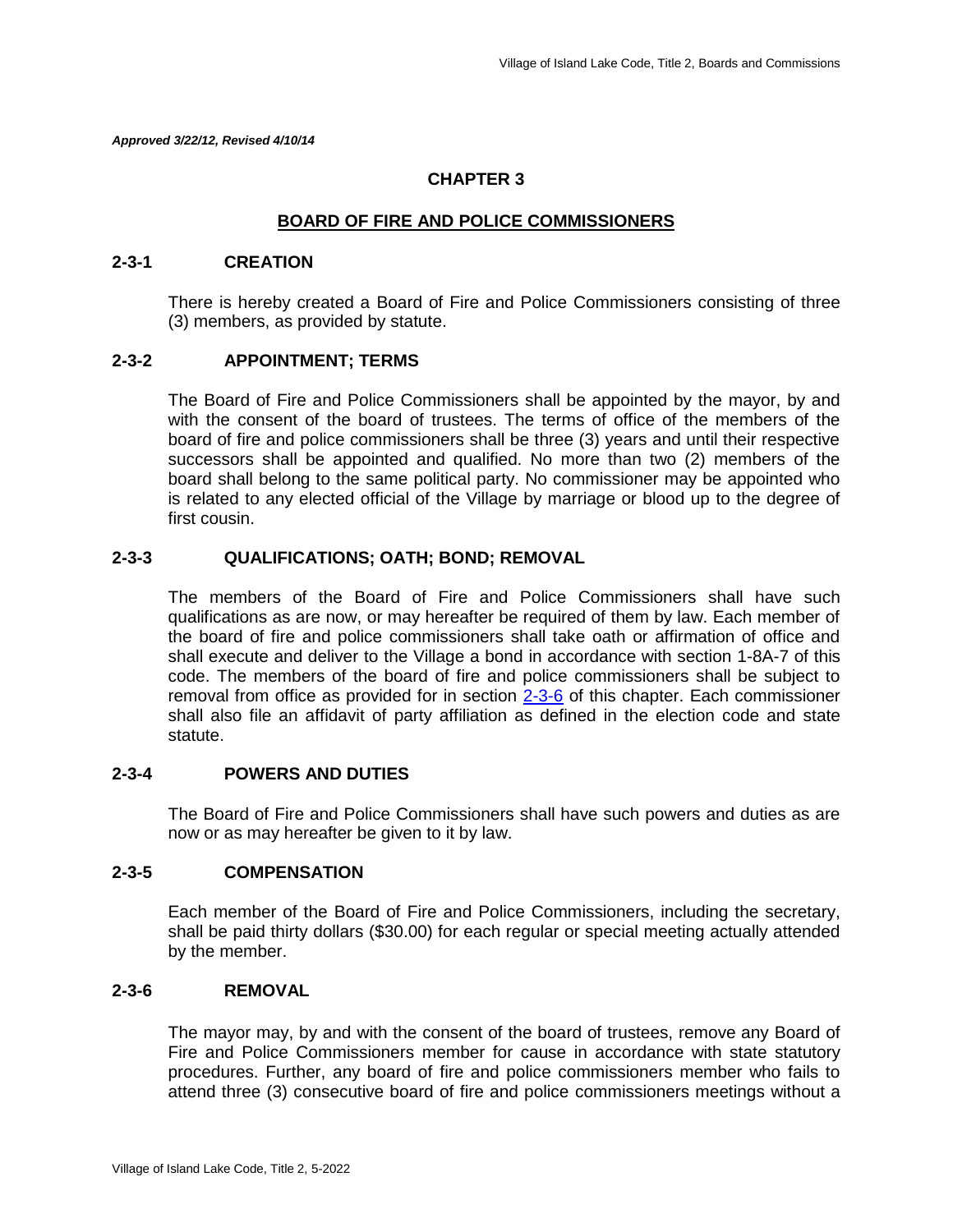*Approved 3/22/12, Revised 4/10/14*

## CHAPTER 3

## BOARD OF FIRE AND POLICE COMMISSIONERS

### 2-3-1 CREATION

There is hereby created a Board of Fire and Police Commissioners consisting of three (3) members, as provided by statute.

### 2-3-2 APPOINTMENT; TERMS

The Board of Fire and Police Commissioners shall be appointed by the mayor, by and with the consent of the board of trustees. The terms of office of the members of the board of fire and police commissioners shall be three (3) years and until their respective successors shall be appointed and qualified. No more than two (2) members of the board shall belong to the same political party. No commissioner may be appointed who is related to any elected official of the Village by marriage or blood up to the degree of first cousin.

### 2-3-3 QUALIFICATIONS; OATH; BOND; REMOVAL

The members of the Board of Fire and Police Commissioners shall have such qualifications as are now, or may hereafter be required of them by law. Each member of the board of fire and police commissioners shall take oath or affirmation of office and shall execute and deliver to the Village a bond in accordance with section 1-8A-7 of this code. The members of the board of fire and police commissioners shall be subject to removal from office as provided for in section 2-3-6 of this chapter. Each commissioner shall also file an affidavit of party affiliation as defined in the election code and state statute.

### 2-3-4 POWERS AND DUTIES

The Board of Fire and Police Commissioners shall have such powers and duties as are now or as may hereafter be given to it by law.

### 2-3-5 COMPENSATION

Each member of the Board of Fire and Police Commissioners, including the secretary, shall be paid thirty dollars ($30.00) for each regular or special meeting actually attended by the member.

### 2-3-6 REMOVAL

The mayor may, by and with the consent of the board of trustees, remove any Board of Fire and Police Commissioners member for cause in accordance with state statutory procedures. Further, any board of fire and police commissioners member who fails to attend three (3) consecutive board of fire and police commissioners meetings without a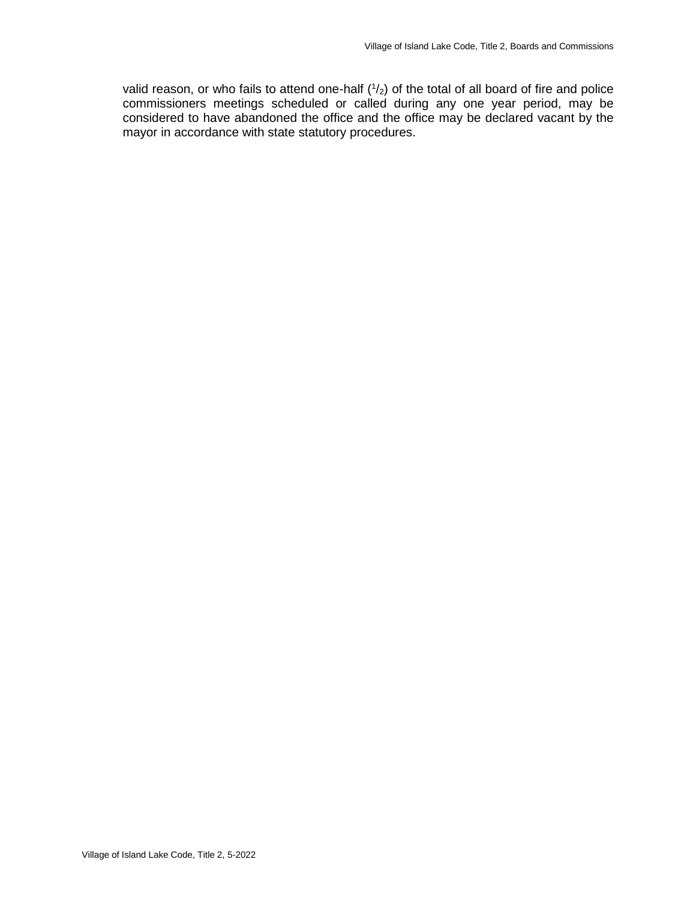valid reason, or who fails to attend one-half ($^1/_2$) of the total of all board of fire and police commissioners meetings scheduled or called during any one year period, may be considered to have abandoned the office and the office may be declared vacant by the mayor in accordance with state statutory procedures.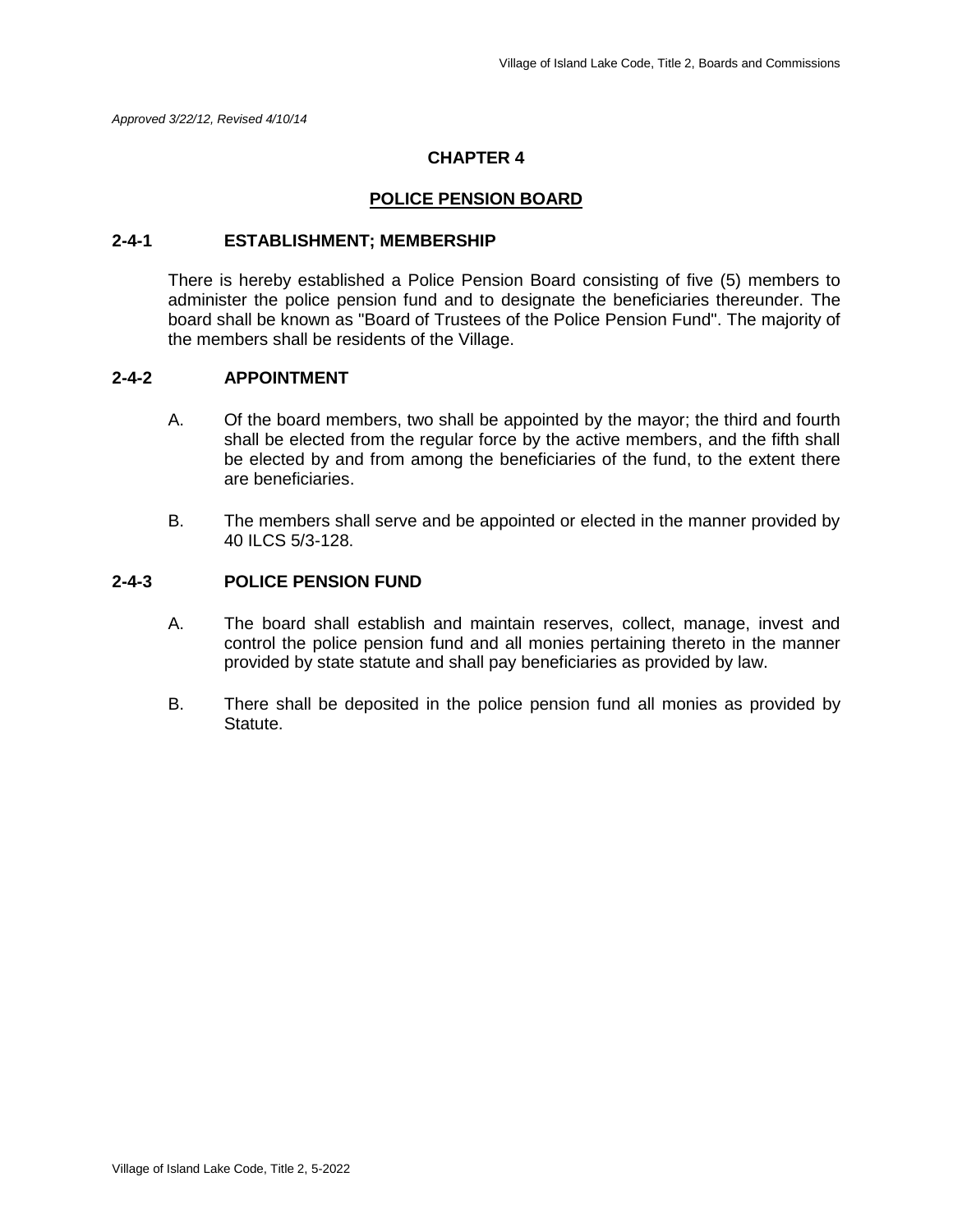*Approved 3/22/12, Revised 4/10/14*

# CHAPTER 4

## POLICE PENSION BOARD

### 2-4-1 ESTABLISHMENT; MEMBERSHIP

There is hereby established a Police Pension Board consisting of five (5) members to administer the police pension fund and to designate the beneficiaries thereunder. The board shall be known as "Board of Trustees of the Police Pension Fund". The majority of the members shall be residents of the Village.

### 2-4-2 APPOINTMENT

A. Of the board members, two shall be appointed by the mayor; the third and fourth shall be elected from the regular force by the active members, and the fifth shall be elected by and from among the beneficiaries of the fund, to the extent there are beneficiaries.

B. The members shall serve and be appointed or elected in the manner provided by 40 ILCS 5/3-128.

### 2-4-3 POLICE PENSION FUND

A. The board shall establish and maintain reserves, collect, manage, invest and control the police pension fund and all monies pertaining thereto in the manner provided by state statute and shall pay beneficiaries as provided by law.

B. There shall be deposited in the police pension fund all monies as provided by Statute.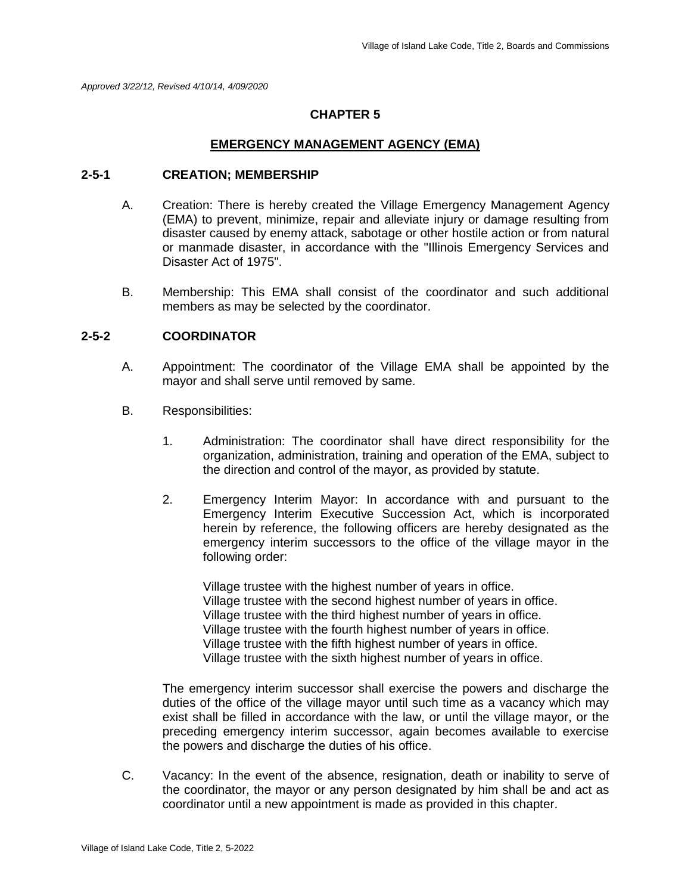*Approved 3/22/12, Revised 4/10/14, 4/09/2020*

## CHAPTER 5

## EMERGENCY MANAGEMENT AGENCY (EMA)

### 2-5-1 CREATION; MEMBERSHIP

A. Creation: There is hereby created the Village Emergency Management Agency (EMA) to prevent, minimize, repair and alleviate injury or damage resulting from disaster caused by enemy attack, sabotage or other hostile action or from natural or manmade disaster, in accordance with the "Illinois Emergency Services and Disaster Act of 1975".

B. Membership: This EMA shall consist of the coordinator and such additional members as may be selected by the coordinator.

### 2-5-2 COORDINATOR

A. Appointment: The coordinator of the Village EMA shall be appointed by the mayor and shall serve until removed by same.

B. Responsibilities:

1. Administration: The coordinator shall have direct responsibility for the organization, administration, training and operation of the EMA, subject to the direction and control of the mayor, as provided by statute.

2. Emergency Interim Mayor: In accordance with and pursuant to the Emergency Interim Executive Succession Act, which is incorporated herein by reference, the following officers are hereby designated as the emergency interim successors to the office of the village mayor in the following order:

   Village trustee with the highest number of years in office.
   Village trustee with the second highest number of years in office.
   Village trustee with the third highest number of years in office.
   Village trustee with the fourth highest number of years in office.
   Village trustee with the fifth highest number of years in office.
   Village trustee with the sixth highest number of years in office.

The emergency interim successor shall exercise the powers and discharge the duties of the office of the village mayor until such time as a vacancy which may exist shall be filled in accordance with the law, or until the village mayor, or the preceding emergency interim successor, again becomes available to exercise the powers and discharge the duties of his office.

C. Vacancy: In the event of the absence, resignation, death or inability to serve of the coordinator, the mayor or any person designated by him shall be and act as coordinator until a new appointment is made as provided in this chapter.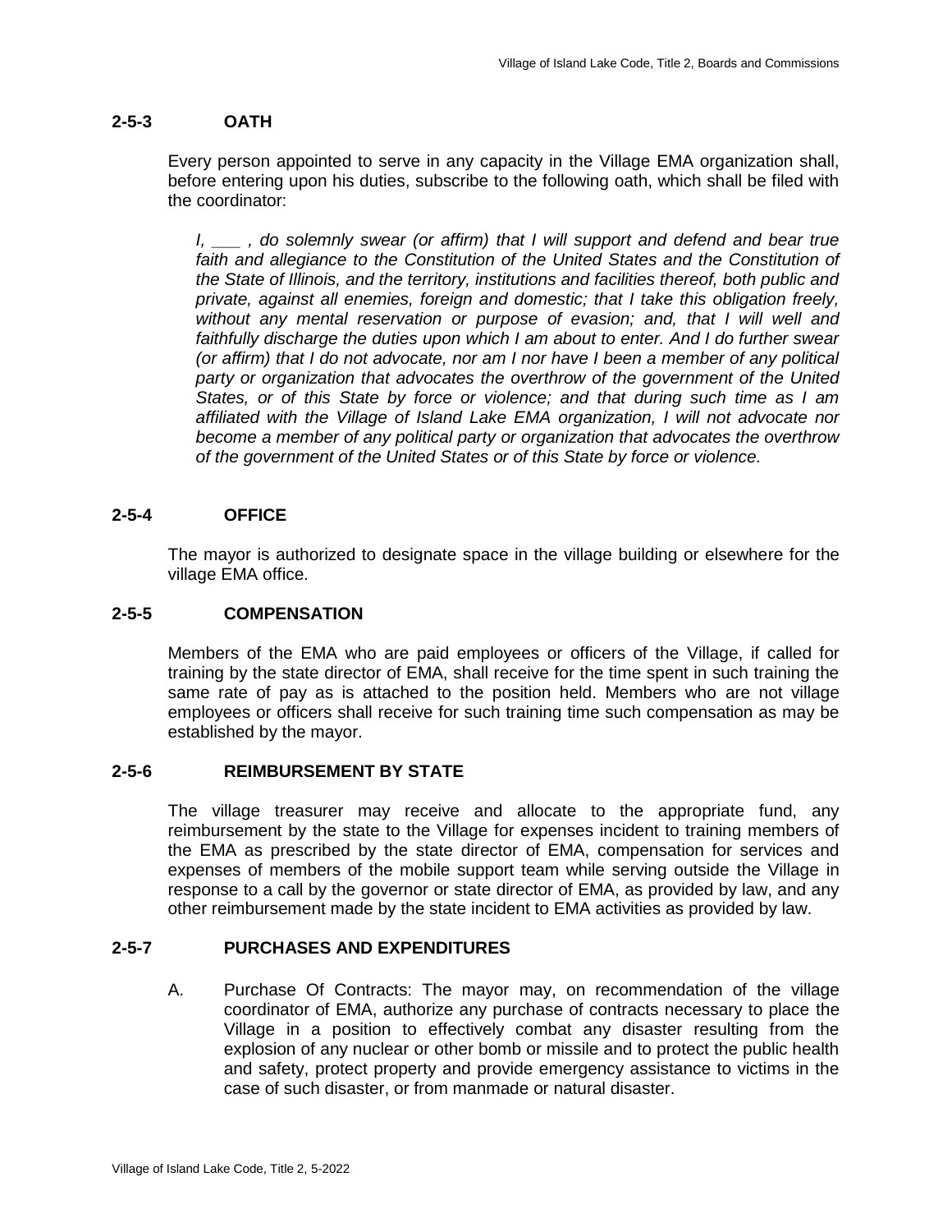## 2-5-3 OATH

Every person appointed to serve in any capacity in the Village EMA organization shall, before entering upon his duties, subscribe to the following oath, which shall be filed with the coordinator:

*I, ___ , do solemnly swear (or affirm) that I will support and defend and bear true faith and allegiance to the Constitution of the United States and the Constitution of the State of Illinois, and the territory, institutions and facilities thereof, both public and private, against all enemies, foreign and domestic; that I take this obligation freely, without any mental reservation or purpose of evasion; and, that I will well and faithfully discharge the duties upon which I am about to enter. And I do further swear (or affirm) that I do not advocate, nor am I nor have I been a member of any political party or organization that advocates the overthrow of the government of the United States, or of this State by force or violence; and that during such time as I am affiliated with the Village of Island Lake EMA organization, I will not advocate nor become a member of any political party or organization that advocates the overthrow of the government of the United States or of this State by force or violence.*

## 2-5-4 OFFICE

The mayor is authorized to designate space in the village building or elsewhere for the village EMA office.

## 2-5-5 COMPENSATION

Members of the EMA who are paid employees or officers of the Village, if called for training by the state director of EMA, shall receive for the time spent in such training the same rate of pay as is attached to the position held. Members who are not village employees or officers shall receive for such training time such compensation as may be established by the mayor.

## 2-5-6 REIMBURSEMENT BY STATE

The village treasurer may receive and allocate to the appropriate fund, any reimbursement by the state to the Village for expenses incident to training members of the EMA as prescribed by the state director of EMA, compensation for services and expenses of members of the mobile support team while serving outside the Village in response to a call by the governor or state director of EMA, as provided by law, and any other reimbursement made by the state incident to EMA activities as provided by law.

## 2-5-7 PURCHASES AND EXPENDITURES

A. Purchase Of Contracts: The mayor may, on recommendation of the village coordinator of EMA, authorize any purchase of contracts necessary to place the Village in a position to effectively combat any disaster resulting from the explosion of any nuclear or other bomb or missile and to protect the public health and safety, protect property and provide emergency assistance to victims in the case of such disaster, or from manmade or natural disaster.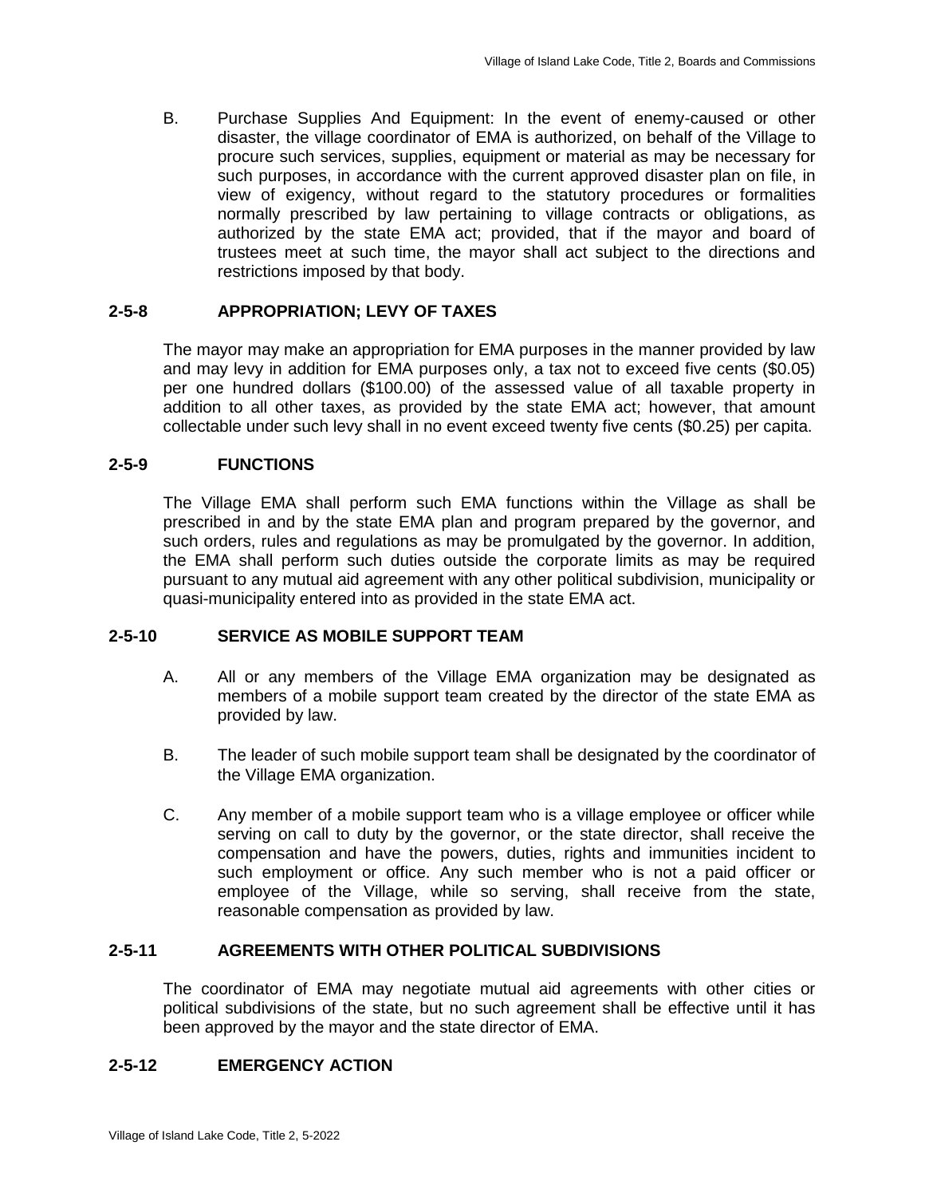B. Purchase Supplies And Equipment: In the event of enemy-caused or other disaster, the village coordinator of EMA is authorized, on behalf of the Village to procure such services, supplies, equipment or material as may be necessary for such purposes, in accordance with the current approved disaster plan on file, in view of exigency, without regard to the statutory procedures or formalities normally prescribed by law pertaining to village contracts or obligations, as authorized by the state EMA act; provided, that if the mayor and board of trustees meet at such time, the mayor shall act subject to the directions and restrictions imposed by that body.

## 2-5-8 APPROPRIATION; LEVY OF TAXES

The mayor may make an appropriation for EMA purposes in the manner provided by law and may levy in addition for EMA purposes only, a tax not to exceed five cents ($0.05) per one hundred dollars ($100.00) of the assessed value of all taxable property in addition to all other taxes, as provided by the state EMA act; however, that amount collectable under such levy shall in no event exceed twenty five cents ($0.25) per capita.

## 2-5-9 FUNCTIONS

The Village EMA shall perform such EMA functions within the Village as shall be prescribed in and by the state EMA plan and program prepared by the governor, and such orders, rules and regulations as may be promulgated by the governor. In addition, the EMA shall perform such duties outside the corporate limits as may be required pursuant to any mutual aid agreement with any other political subdivision, municipality or quasi-municipality entered into as provided in the state EMA act.

## 2-5-10 SERVICE AS MOBILE SUPPORT TEAM

A. All or any members of the Village EMA organization may be designated as members of a mobile support team created by the director of the state EMA as provided by law.

B. The leader of such mobile support team shall be designated by the coordinator of the Village EMA organization.

C. Any member of a mobile support team who is a village employee or officer while serving on call to duty by the governor, or the state director, shall receive the compensation and have the powers, duties, rights and immunities incident to such employment or office. Any such member who is not a paid officer or employee of the Village, while so serving, shall receive from the state, reasonable compensation as provided by law.

## 2-5-11 AGREEMENTS WITH OTHER POLITICAL SUBDIVISIONS

The coordinator of EMA may negotiate mutual aid agreements with other cities or political subdivisions of the state, but no such agreement shall be effective until it has been approved by the mayor and the state director of EMA.

## 2-5-12 EMERGENCY ACTION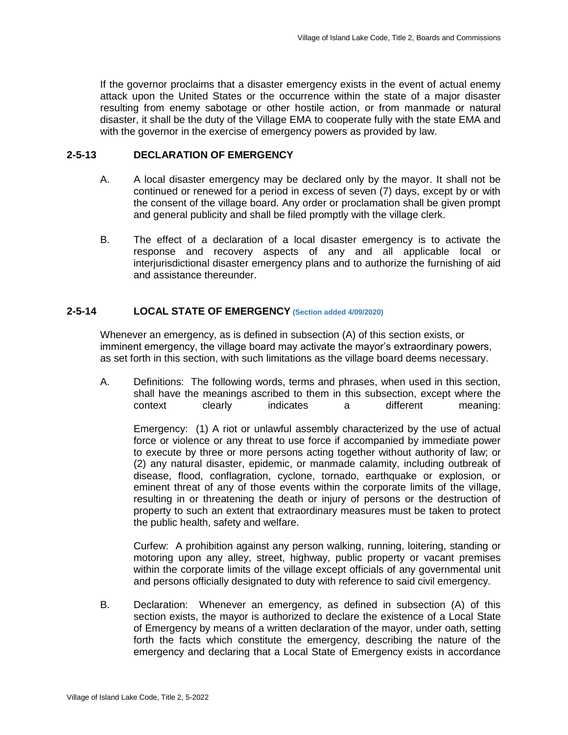If the governor proclaims that a disaster emergency exists in the event of actual enemy attack upon the United States or the occurrence within the state of a major disaster resulting from enemy sabotage or other hostile action, or from manmade or natural disaster, it shall be the duty of the Village EMA to cooperate fully with the state EMA and with the governor in the exercise of emergency powers as provided by law.

## 2-5-13 DECLARATION OF EMERGENCY

A. A local disaster emergency may be declared only by the mayor. It shall not be continued or renewed for a period in excess of seven (7) days, except by or with the consent of the village board. Any order or proclamation shall be given prompt and general publicity and shall be filed promptly with the village clerk.

B. The effect of a declaration of a local disaster emergency is to activate the response and recovery aspects of any and all applicable local or interjurisdictional disaster emergency plans and to authorize the furnishing of aid and assistance thereunder.

## 2-5-14 LOCAL STATE OF EMERGENCY (Section added 4/09/2020)

Whenever an emergency, as is defined in subsection (A) of this section exists, or imminent emergency, the village board may activate the mayor's extraordinary powers, as set forth in this section, with such limitations as the village board deems necessary.

A. Definitions: The following words, terms and phrases, when used in this section, shall have the meanings ascribed to them in this subsection, except where the context clearly indicates a different meaning:

   Emergency: (1) A riot or unlawful assembly characterized by the use of actual force or violence or any threat to use force if accompanied by immediate power to execute by three or more persons acting together without authority of law; or (2) any natural disaster, epidemic, or manmade calamity, including outbreak of disease, flood, conflagration, cyclone, tornado, earthquake or explosion, or eminent threat of any of those events within the corporate limits of the village, resulting in or threatening the death or injury of persons or the destruction of property to such an extent that extraordinary measures must be taken to protect the public health, safety and welfare.

   Curfew: A prohibition against any person walking, running, loitering, standing or motoring upon any alley, street, highway, public property or vacant premises within the corporate limits of the village except officials of any governmental unit and persons officially designated to duty with reference to said civil emergency.

B. Declaration: Whenever an emergency, as defined in subsection (A) of this section exists, the mayor is authorized to declare the existence of a Local State of Emergency by means of a written declaration of the mayor, under oath, setting forth the facts which constitute the emergency, describing the nature of the emergency and declaring that a Local State of Emergency exists in accordance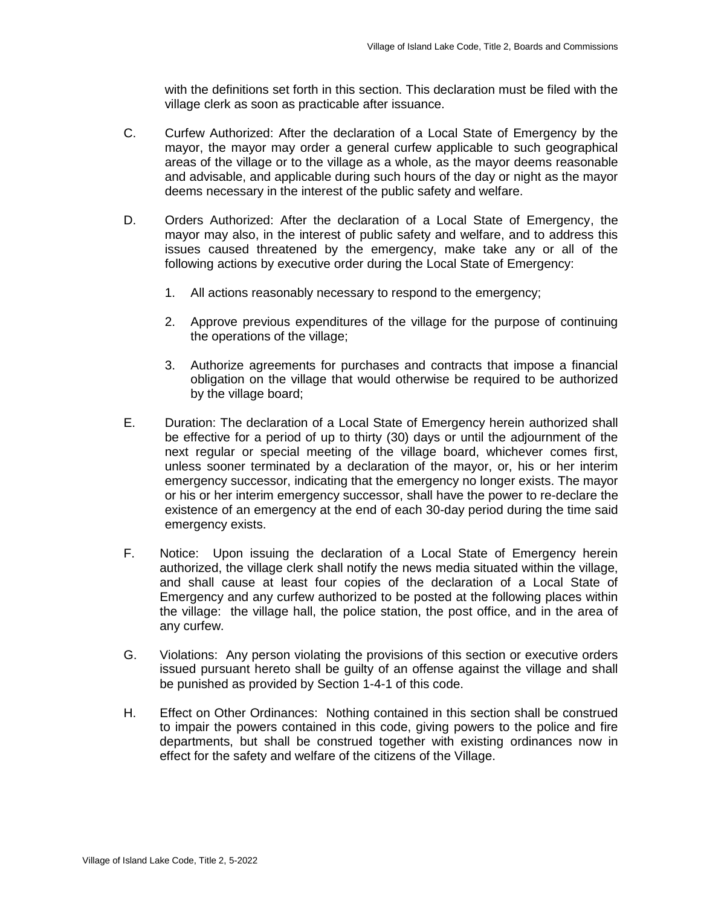with the definitions set forth in this section. This declaration must be filed with the village clerk as soon as practicable after issuance.

C. Curfew Authorized: After the declaration of a Local State of Emergency by the mayor, the mayor may order a general curfew applicable to such geographical areas of the village or to the village as a whole, as the mayor deems reasonable and advisable, and applicable during such hours of the day or night as the mayor deems necessary in the interest of the public safety and welfare.

D. Orders Authorized: After the declaration of a Local State of Emergency, the mayor may also, in the interest of public safety and welfare, and to address this issues caused threatened by the emergency, make take any or all of the following actions by executive order during the Local State of Emergency:

   1. All actions reasonably necessary to respond to the emergency;

   2. Approve previous expenditures of the village for the purpose of continuing the operations of the village;

   3. Authorize agreements for purchases and contracts that impose a financial obligation on the village that would otherwise be required to be authorized by the village board;

E. Duration: The declaration of a Local State of Emergency herein authorized shall be effective for a period of up to thirty (30) days or until the adjournment of the next regular or special meeting of the village board, whichever comes first, unless sooner terminated by a declaration of the mayor, or, his or her interim emergency successor, indicating that the emergency no longer exists. The mayor or his or her interim emergency successor, shall have the power to re-declare the existence of an emergency at the end of each 30-day period during the time said emergency exists.

F. Notice: Upon issuing the declaration of a Local State of Emergency herein authorized, the village clerk shall notify the news media situated within the village, and shall cause at least four copies of the declaration of a Local State of Emergency and any curfew authorized to be posted at the following places within the village: the village hall, the police station, the post office, and in the area of any curfew.

G. Violations: Any person violating the provisions of this section or executive orders issued pursuant hereto shall be guilty of an offense against the village and shall be punished as provided by Section 1-4-1 of this code.

H. Effect on Other Ordinances: Nothing contained in this section shall be construed to impair the powers contained in this code, giving powers to the police and fire departments, but shall be construed together with existing ordinances now in effect for the safety and welfare of the citizens of the Village.